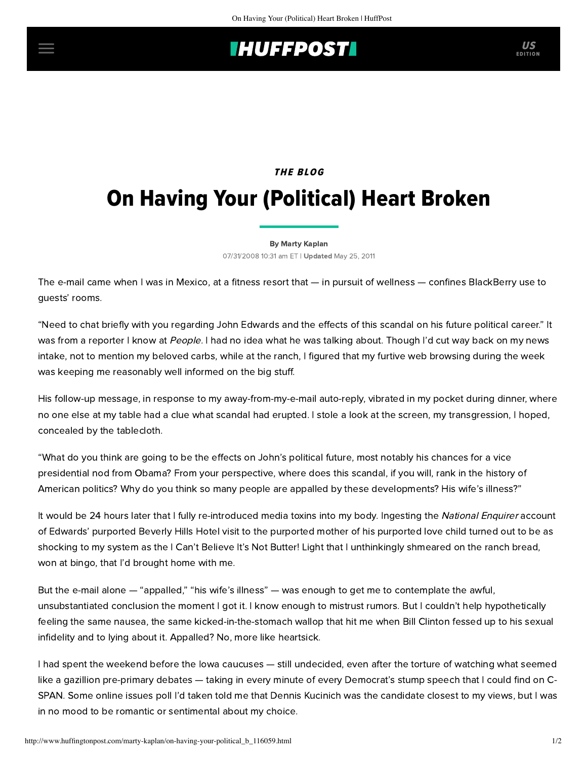THE BLOG

# On Having Your (Political) Heart Broken

By Marty Kaplan

07/31/2008 10:31 am ET | **Updated** May 25, 2011

The e-mail came when I was in Mexico, at a fitness resort that — in pursuit of wellness — confines BlackBerry use to guests' rooms.

"Need to chat briefly with you regarding John Edwards and the effects of this scandal on his future political career." It was from a reporter I know at *People*. I had no idea what he was talking about. Though I'd cut way back on my news intake, not to mention my beloved carbs, while at the ranch, I figured that my furtive web browsing during the week was keeping me reasonably well informed on the big stuff.

His follow-up message, in response to my away-from-my-e-mail auto-reply, vibrated in my pocket during dinner, where no one else at my table had a clue what scandal had erupted. I stole a look at the screen, my transgression, I hoped, concealed by the tablecloth.

"What do you think are going to be the effects on John's political future, most notably his chances for a vice presidential nod from Obama? From your perspective, where does this scandal, if you will, rank in the history of American politics? Why do you think so many people are appalled by these developments? His wife's illness?"

It would be 24 hours later that I fully re-introduced media toxins into my body. Ingesting the *National Enquirer* account of Edwards' purported Beverly Hills Hotel visit to the purported mother of his purported love child turned out to be as shocking to my system as the I Can't Believe It's Not Butter! Light that I unthinkingly shmeared on the ranch bread, won at bingo, that I'd brought home with me.

But the e-mail alone — "appalled," "his wife's illness" — was enough to get me to contemplate the awful, unsubstantiated conclusion the moment I got it. I know enough to mistrust rumors. But I couldn't help hypothetically feeling the same nausea, the same kicked-in-the-stomach wallop that hit me when Bill Clinton fessed up to his sexual infidelity and to lying about it. Appalled? No, more like heartsick.

I had spent the weekend before the Iowa caucuses — still undecided, even after the torture of watching what seemed like a gazillion pre-primary debates — taking in every minute of every Democrat's stump speech that I could find on C-SPAN. Some online issues poll I'd taken told me that Dennis Kucinich was the candidate closest to my views, but I was in no mood to be romantic or sentimental about my choice.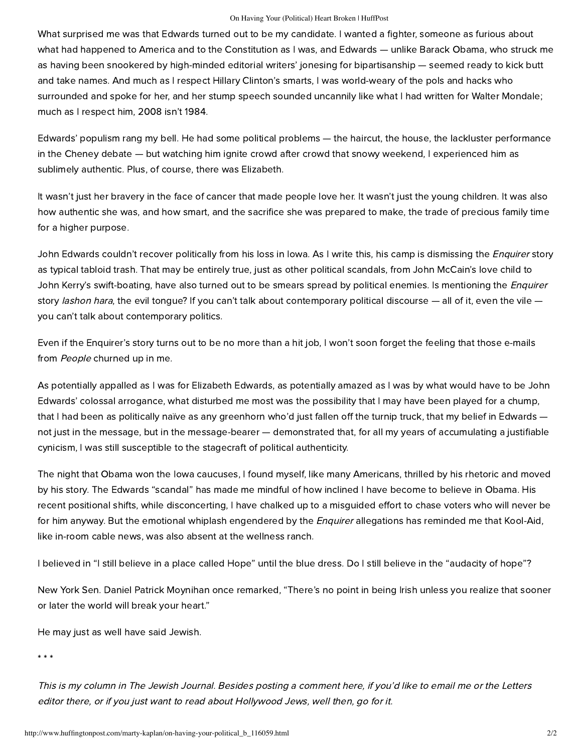What surprised me was that Edwards turned out to be my candidate. I wanted a fighter, someone as furious about what had happened to America and to the Constitution as I was, and Edwards — unlike Barack Obama, who struck me as having been snookered by high-minded editorial writers' jonesing for bipartisanship — seemed ready to kick butt and take names. And much as I respect Hillary Clinton's smarts, I was world-weary of the pols and hacks who surrounded and spoke for her, and her stump speech sounded uncannily like what I had written for Walter Mondale; much as I respect him, 2008 isn't 1984.

Edwards' populism rang my bell. He had some political problems — the haircut, the house, the lackluster performance in the Cheney debate — but watching him ignite crowd after crowd that snowy weekend, I experienced him as sublimely authentic. Plus, of course, there was Elizabeth.

It wasn't just her bravery in the face of cancer that made people love her. It wasn't just the young children. It was also how authentic she was, and how smart, and the sacrifice she was prepared to make, the trade of precious family time for a higher purpose.

John Edwards couldn't recover politically from his loss in Iowa. As I write this, his camp is dismissing the *Enquirer* story as typical tabloid trash. That may be entirely true, just as other political scandals, from John McCain's love child to John Kerry's swift-boating, have also turned out to be smears spread by political enemies. Is mentioning the *Enquirer* story *lashon hara*, the evil tongue? If you can't talk about contemporary political discourse — all of it, even the vile — you can't talk about contemporary politics.

Even if the Enquirer's story turns out to be no more than a hit job, I won't soon forget the feeling that those e-mails from *People* churned up in me.

As potentially appalled as I was for Elizabeth Edwards, as potentially amazed as I was by what would have to be John Edwards' colossal arrogance, what disturbed me most was the possibility that I may have been played for a chump, that I had been as politically naïve as any greenhorn who'd just fallen off the turnip truck, that my belief in Edwards — not just in the message, but in the message-bearer — demonstrated that, for all my years of accumulating a justifiable cynicism, I was still susceptible to the stagecraft of political authenticity.

The night that Obama won the Iowa caucuses, I found myself, like many Americans, thrilled by his rhetoric and moved by his story. The Edwards "scandal" has made me mindful of how inclined I have become to believe in Obama. His recent positional shifts, while disconcerting, I have chalked up to a misguided effort to chase voters who will never be for him anyway. But the emotional whiplash engendered by the *Enquirer* allegations has reminded me that Kool-Aid, like in-room cable news, was also absent at the wellness ranch.

I believed in "I still believe in a place called Hope" until the blue dress. Do I still believe in the "audacity of hope"?

New York Sen. Daniel Patrick Moynihan once remarked, "There's no point in being Irish unless you realize that sooner or later the world will break your heart."

He may just as well have said Jewish.

* * *

*This is my column in The Jewish Journal. Besides posting a comment here, if you'd like to email me or the Letters editor there, or if you just want to read about Hollywood Jews, well then, go for it.*